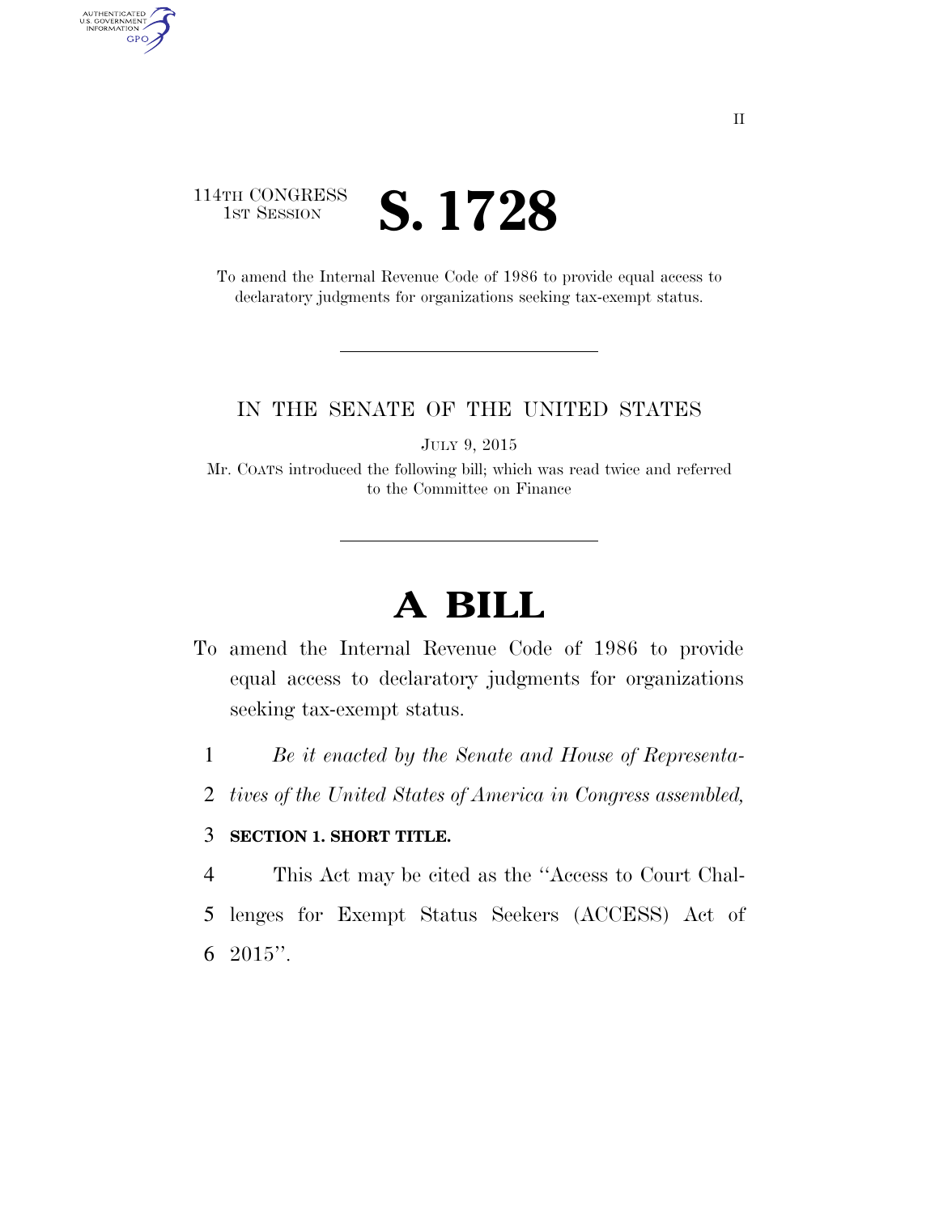114TH CONGRESS
1ST SESSION

# S. 1728

To amend the Internal Revenue Code of 1986 to provide equal access to declaratory judgments for organizations seeking tax-exempt status.

IN THE SENATE OF THE UNITED STATES

JULY 9, 2015

Mr. COATS introduced the following bill; which was read twice and referred to the Committee on Finance

# A BILL

To amend the Internal Revenue Code of 1986 to provide equal access to declaratory judgments for organizations seeking tax-exempt status.

*Be it enacted by the Senate and House of Representatives of the United States of America in Congress assembled,*

**SECTION 1. SHORT TITLE.**

This Act may be cited as the ''Access to Court Challenges for Exempt Status Seekers (ACCESS) Act of 2015''.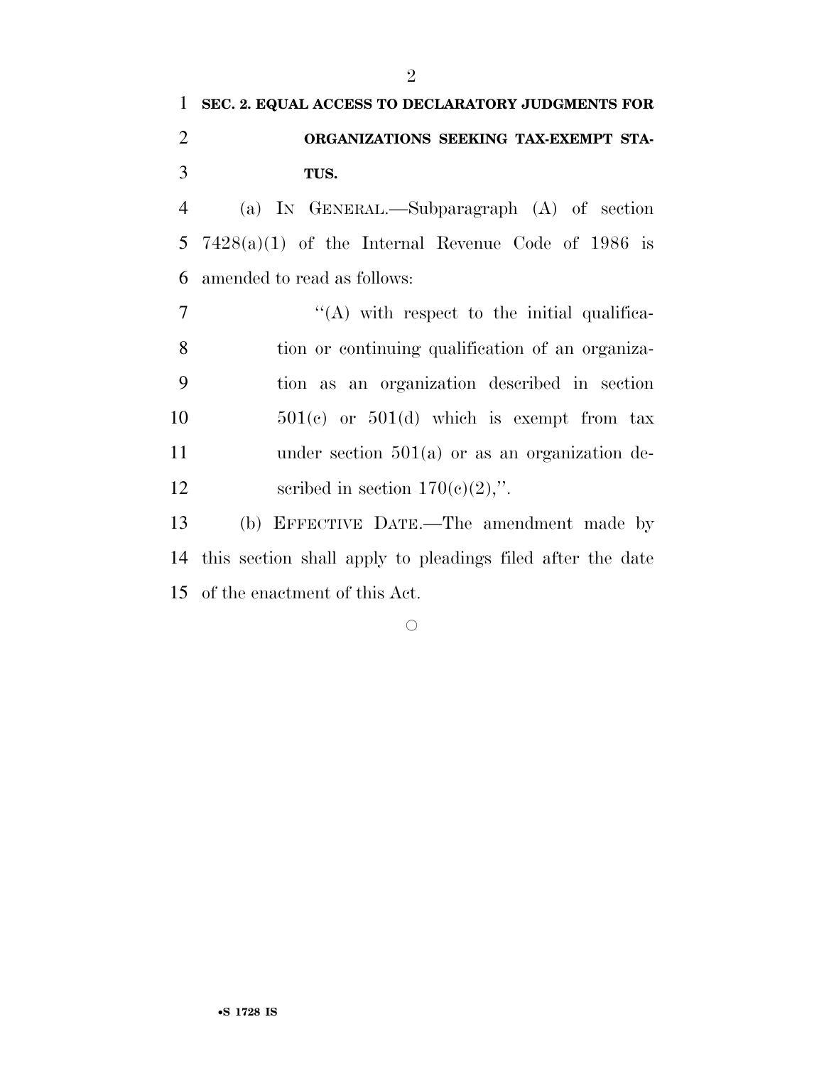**SEC. 2. EQUAL ACCESS TO DECLARATORY JUDGMENTS FOR ORGANIZATIONS SEEKING TAX-EXEMPT STATUS.**

(a) IN GENERAL.—Subparagraph (A) of section 7428(a)(1) of the Internal Revenue Code of 1986 is amended to read as follows:

> "(A) with respect to the initial qualification or continuing qualification of an organization as an organization described in section 501(c) or 501(d) which is exempt from tax under section 501(a) or as an organization described in section 170(c)(2),".

(b) EFFECTIVE DATE.—The amendment made by this section shall apply to pleadings filed after the date of the enactment of this Act.

○